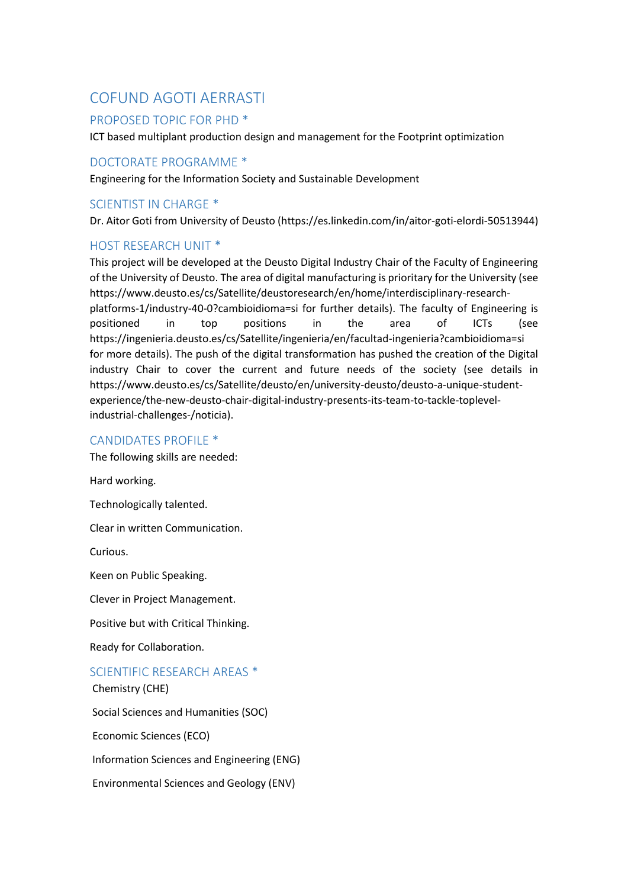# COFUND AGOTI AERRASTI

## PROPOSED TOPIC FOR PHD *

ICT based multiplant production design and management for the Footprint optimization

## DOCTORATE PROGRAMME *

Engineering for the Information Society and Sustainable Development

## SCIENTIST IN CHARGE *

Dr. Aitor Goti from University of Deusto (https://es.linkedin.com/in/aitor-goti-elordi-50513944)

## HOST RESEARCH UNIT *

This project will be developed at the Deusto Digital Industry Chair of the Faculty of Engineering of the University of Deusto. The area of digital manufacturing is prioritary for the University (see https://www.deusto.es/cs/Satellite/deustoresearch/en/home/interdisciplinary-research-platforms-1/industry-40-0?cambioidioma=si for further details). The faculty of Engineering is positioned in top positions in the area of ICTs (see https://ingenieria.deusto.es/cs/Satellite/ingenieria/en/facultad-ingenieria?cambioidioma=si for more details). The push of the digital transformation has pushed the creation of the Digital industry Chair to cover the current and future needs of the society (see details in https://www.deusto.es/cs/Satellite/deusto/en/university-deusto/deusto-a-unique-student-experience/the-new-deusto-chair-digital-industry-presents-its-team-to-tackle-toplevel-industrial-challenges-/noticia).

## CANDIDATES PROFILE *

The following skills are needed:

Hard working.

Technologically talented.

Clear in written Communication.

Curious.

Keen on Public Speaking.

Clever in Project Management.

Positive but with Critical Thinking.

Ready for Collaboration.

## SCIENTIFIC RESEARCH AREAS *

Chemistry (CHE)

Social Sciences and Humanities (SOC)

Economic Sciences (ECO)

Information Sciences and Engineering (ENG)

Environmental Sciences and Geology (ENV)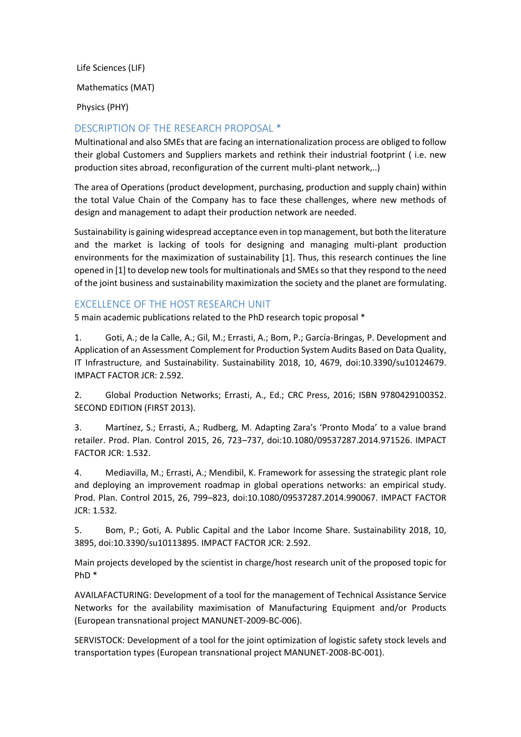Life Sciences (LIF)

Mathematics (MAT)

Physics (PHY)

## DESCRIPTION OF THE RESEARCH PROPOSAL *

Multinational and also SMEs that are facing an internationalization process are obliged to follow their global Customers and Suppliers markets and rethink their industrial footprint ( i.e. new production sites abroad, reconfiguration of the current multi-plant network,..)

The area of Operations (product development, purchasing, production and supply chain) within the total Value Chain of the Company has to face these challenges, where new methods of design and management to adapt their production network are needed.

Sustainability is gaining widespread acceptance even in top management, but both the literature and the market is lacking of tools for designing and managing multi-plant production environments for the maximization of sustainability [1]. Thus, this research continues the line opened in [1] to develop new tools for multinationals and SMEs so that they respond to the need of the joint business and sustainability maximization the society and the planet are formulating.

## EXCELLENCE OF THE HOST RESEARCH UNIT

5 main academic publications related to the PhD research topic proposal *

1. Goti, A.; de la Calle, A.; Gil, M.; Errasti, A.; Bom, P.; García-Bringas, P. Development and Application of an Assessment Complement for Production System Audits Based on Data Quality, IT Infrastructure, and Sustainability. Sustainability 2018, 10, 4679, doi:10.3390/su10124679. IMPACT FACTOR JCR: 2.592.

2. Global Production Networks; Errasti, A., Ed.; CRC Press, 2016; ISBN 9780429100352. SECOND EDITION (FIRST 2013).

3. Martínez, S.; Errasti, A.; Rudberg, M. Adapting Zara's 'Pronto Moda' to a value brand retailer. Prod. Plan. Control 2015, 26, 723–737, doi:10.1080/09537287.2014.971526. IMPACT FACTOR JCR: 1.532.

4. Mediavilla, M.; Errasti, A.; Mendibil, K. Framework for assessing the strategic plant role and deploying an improvement roadmap in global operations networks: an empirical study. Prod. Plan. Control 2015, 26, 799–823, doi:10.1080/09537287.2014.990067. IMPACT FACTOR JCR: 1.532.

5. Bom, P.; Goti, A. Public Capital and the Labor Income Share. Sustainability 2018, 10, 3895, doi:10.3390/su10113895. IMPACT FACTOR JCR: 2.592.

Main projects developed by the scientist in charge/host research unit of the proposed topic for PhD *

AVAILAFACTURING: Development of a tool for the management of Technical Assistance Service Networks for the availability maximisation of Manufacturing Equipment and/or Products (European transnational project MANUNET-2009-BC-006).

SERVISTOCK: Development of a tool for the joint optimization of logistic safety stock levels and transportation types (European transnational project MANUNET-2008-BC-001).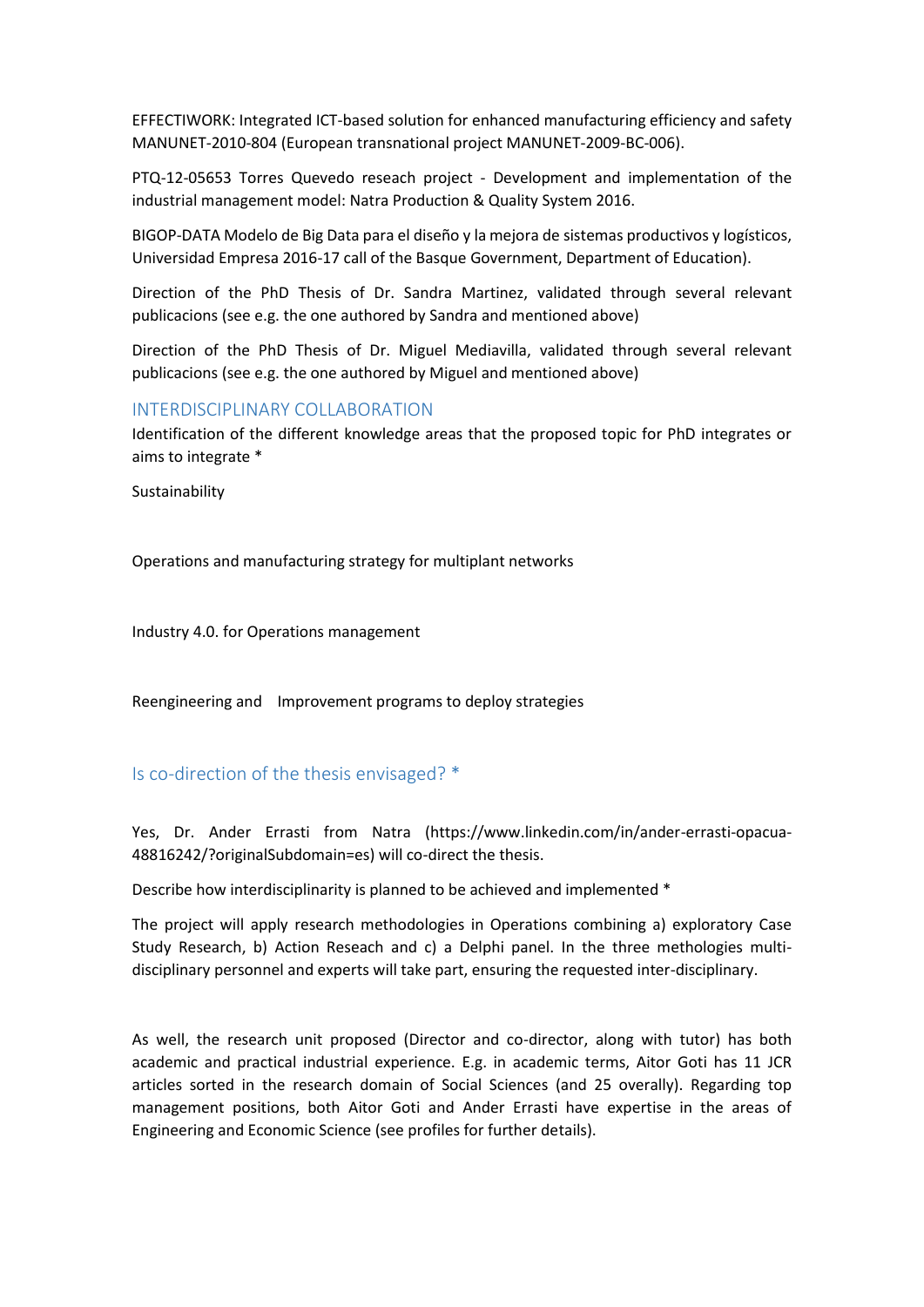EFFECTIWORK: Integrated ICT-based solution for enhanced manufacturing efficiency and safety MANUNET-2010-804 (European transnational project MANUNET-2009-BC-006).

PTQ-12-05653 Torres Quevedo reseach project - Development and implementation of the industrial management model: Natra Production & Quality System 2016.

BIGOP-DATA Modelo de Big Data para el diseño y la mejora de sistemas productivos y logísticos, Universidad Empresa 2016-17 call of the Basque Government, Department of Education).

Direction of the PhD Thesis of Dr. Sandra Martinez, validated through several relevant publicacions (see e.g. the one authored by Sandra and mentioned above)

Direction of the PhD Thesis of Dr. Miguel Mediavilla, validated through several relevant publicacions (see e.g. the one authored by Miguel and mentioned above)

## INTERDISCIPLINARY COLLABORATION

Identification of the different knowledge areas that the proposed topic for PhD integrates or aims to integrate *

Sustainability

Operations and manufacturing strategy for multiplant networks

Industry 4.0. for Operations management

Reengineering and Improvement programs to deploy strategies

## Is co-direction of the thesis envisaged? *

Yes, Dr. Ander Errasti from Natra (https://www.linkedin.com/in/ander-errasti-opacua-48816242/?originalSubdomain=es) will co-direct the thesis.

Describe how interdisciplinarity is planned to be achieved and implemented *

The project will apply research methodologies in Operations combining a) exploratory Case Study Research, b) Action Reseach and c) a Delphi panel. In the three methologies multi-disciplinary personnel and experts will take part, ensuring the requested inter-disciplinary.

As well, the research unit proposed (Director and co-director, along with tutor) has both academic and practical industrial experience. E.g. in academic terms, Aitor Goti has 11 JCR articles sorted in the research domain of Social Sciences (and 25 overally). Regarding top management positions, both Aitor Goti and Ander Errasti have expertise in the areas of Engineering and Economic Science (see profiles for further details).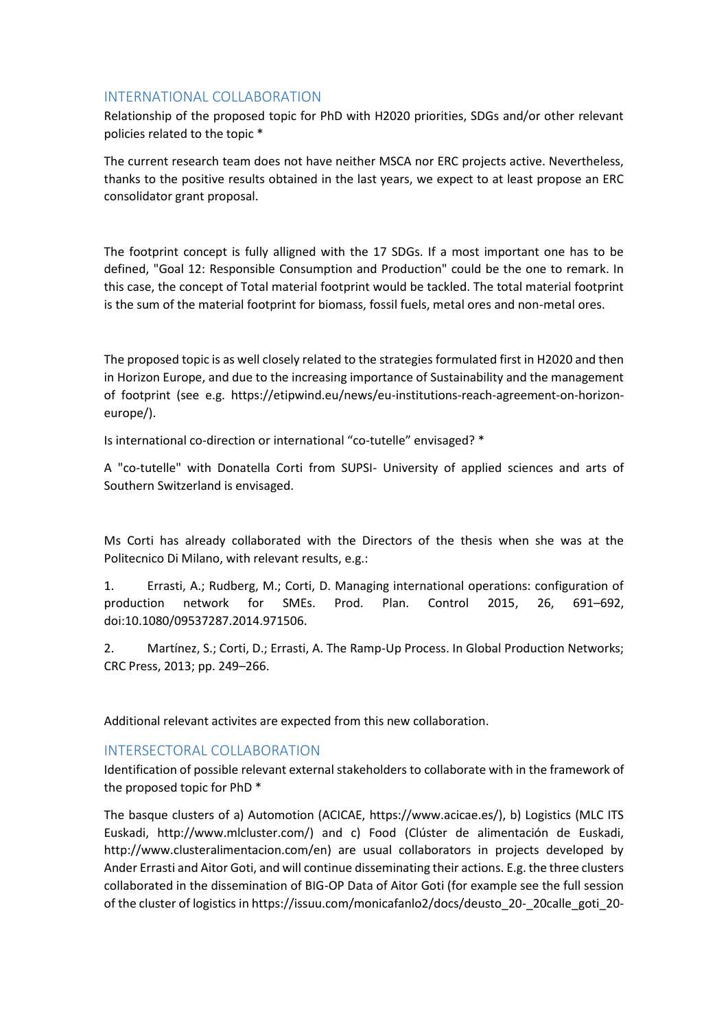## INTERNATIONAL COLLABORATION

Relationship of the proposed topic for PhD with H2020 priorities, SDGs and/or other relevant policies related to the topic *

The current research team does not have neither MSCA nor ERC projects active. Nevertheless, thanks to the positive results obtained in the last years, we expect to at least propose an ERC consolidator grant proposal.

The footprint concept is fully alligned with the 17 SDGs. If a most important one has to be defined, "Goal 12: Responsible Consumption and Production" could be the one to remark. In this case, the concept of Total material footprint would be tackled. The total material footprint is the sum of the material footprint for biomass, fossil fuels, metal ores and non-metal ores.

The proposed topic is as well closely related to the strategies formulated first in H2020 and then in Horizon Europe, and due to the increasing importance of Sustainability and the management of footprint (see e.g. https://etipwind.eu/news/eu-institutions-reach-agreement-on-horizon-europe/).

Is international co-direction or international "co-tutelle" envisaged? *

A "co-tutelle" with Donatella Corti from SUPSI- University of applied sciences and arts of Southern Switzerland is envisaged.

Ms Corti has already collaborated with the Directors of the thesis when she was at the Politecnico Di Milano, with relevant results, e.g.:

1. Errasti, A.; Rudberg, M.; Corti, D. Managing international operations: configuration of production network for SMEs. Prod. Plan. Control 2015, 26, 691–692, doi:10.1080/09537287.2014.971506.
2. Martínez, S.; Corti, D.; Errasti, A. The Ramp-Up Process. In Global Production Networks; CRC Press, 2013; pp. 249–266.

Additional relevant activites are expected from this new collaboration.

## INTERSECTORAL COLLABORATION

Identification of possible relevant external stakeholders to collaborate with in the framework of the proposed topic for PhD *

The basque clusters of a) Automotion (ACICAE, https://www.acicae.es/), b) Logistics (MLC ITS Euskadi, http://www.mlcluster.com/) and c) Food (Clúster de alimentación de Euskadi, http://www.clusteralimentacion.com/en) are usual collaborators in projects developed by Ander Errasti and Aitor Goti, and will continue disseminating their actions. E.g. the three clusters collaborated in the dissemination of BIG-OP Data of Aitor Goti (for example see the full session of the cluster of logistics in https://issuu.com/monicafanlo2/docs/deusto_20-_20calle_goti_20-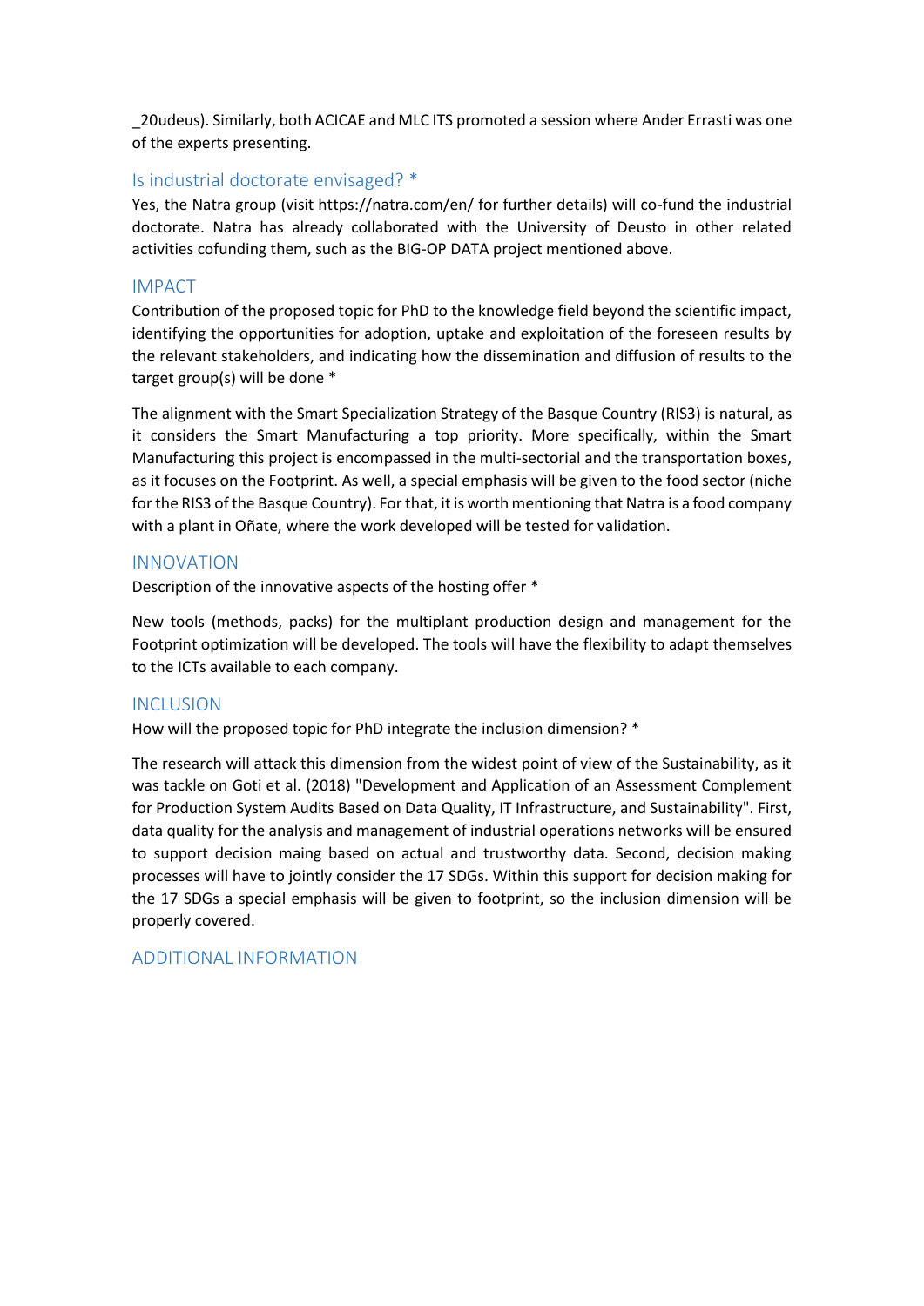_20udeus). Similarly, both ACICAE and MLC ITS promoted a session where Ander Errasti was one of the experts presenting.

## Is industrial doctorate envisaged? *

Yes, the Natra group (visit https://natra.com/en/ for further details) will co-fund the industrial doctorate. Natra has already collaborated with the University of Deusto in other related activities cofunding them, such as the BIG-OP DATA project mentioned above.

## IMPACT

Contribution of the proposed topic for PhD to the knowledge field beyond the scientific impact, identifying the opportunities for adoption, uptake and exploitation of the foreseen results by the relevant stakeholders, and indicating how the dissemination and diffusion of results to the target group(s) will be done *

The alignment with the Smart Specialization Strategy of the Basque Country (RIS3) is natural, as it considers the Smart Manufacturing a top priority. More specifically, within the Smart Manufacturing this project is encompassed in the multi-sectorial and the transportation boxes, as it focuses on the Footprint. As well, a special emphasis will be given to the food sector (niche for the RIS3 of the Basque Country). For that, it is worth mentioning that Natra is a food company with a plant in Oñate, where the work developed will be tested for validation.

## INNOVATION

Description of the innovative aspects of the hosting offer *

New tools (methods, packs) for the multiplant production design and management for the Footprint optimization will be developed. The tools will have the flexibility to adapt themselves to the ICTs available to each company.

## INCLUSION

How will the proposed topic for PhD integrate the inclusion dimension? *

The research will attack this dimension from the widest point of view of the Sustainability, as it was tackle on Goti et al. (2018) "Development and Application of an Assessment Complement for Production System Audits Based on Data Quality, IT Infrastructure, and Sustainability". First, data quality for the analysis and management of industrial operations networks will be ensured to support decision maing based on actual and trustworthy data. Second, decision making processes will have to jointly consider the 17 SDGs. Within this support for decision making for the 17 SDGs a special emphasis will be given to footprint, so the inclusion dimension will be properly covered.

## ADDITIONAL INFORMATION